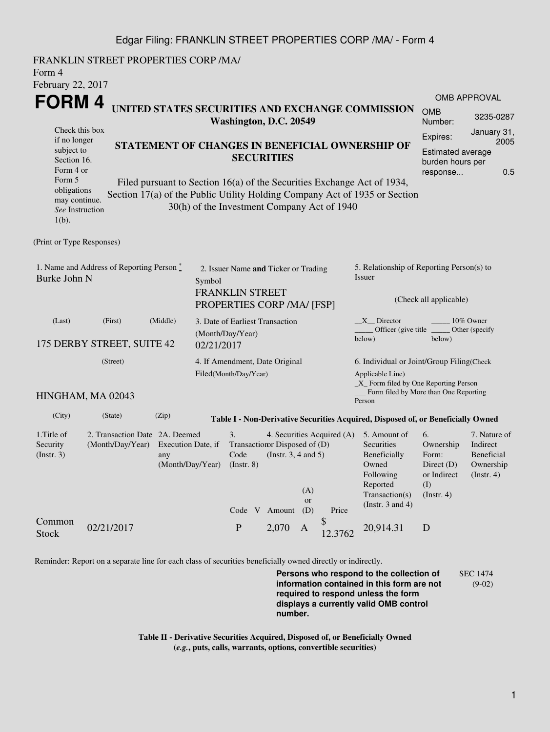FRANKLIN STREET PROPERTIES CORP /MA/
Form 4
February 22, 2017

# FORM 4

**UNITED STATES SECURITIES AND EXCHANGE COMMISSION**
**Washington, D.C. 20549**

**STATEMENT OF CHANGES IN BENEFICIAL OWNERSHIP OF SECURITIES**

Filed pursuant to Section 16(a) of the Securities Exchange Act of 1934, Section 17(a) of the Public Utility Holding Company Act of 1935 or Section 30(h) of the Investment Company Act of 1940

Check this box if no longer subject to Section 16. Form 4 or Form 5 obligations may continue. *See* Instruction 1(b).

OMB APPROVAL

| | |
|---|---|
| OMB Number: | 3235-0287 |
| Expires: | January 31, 2005 |
| Estimated average burden hours per response... | 0.5 |

(Print or Type Responses)

1. Name and Address of Reporting Person *
Burke John N

(Last) (First) (Middle)

175 DERBY STREET, SUITE 42

(Street)

HINGHAM, MA 02043

(City) (State) (Zip)

2. Issuer Name **and** Ticker or Trading Symbol
FRANKLIN STREET PROPERTIES CORP /MA/ [FSP]

3. Date of Earliest Transaction (Month/Day/Year)
02/21/2017

4. If Amendment, Date Original Filed(Month/Day/Year)

5. Relationship of Reporting Person(s) to Issuer

(Check all applicable)

__X__ Director _____ 10% Owner
_____ Officer (give title below) _____ Other (specify below)

6. Individual or Joint/Group Filing(Check Applicable Line)
_X_ Form filed by One Reporting Person
___ Form filed by More than One Reporting Person

**Table I - Non-Derivative Securities Acquired, Disposed of, or Beneficially Owned**

| 1.Title of Security (Instr. 3) | 2. Transaction Date (Month/Day/Year) | 2A. Deemed Execution Date, if any (Month/Day/Year) | 3. Transaction Code (Instr. 8) | | 4. Securities Acquired (A) or Disposed of (D) (Instr. 3, 4 and 5) | | | 5. Amount of Securities Beneficially Owned Following Reported Transaction(s) (Instr. 3 and 4) | 6. Ownership Form: Direct (D) or Indirect (I) (Instr. 4) | 7. Nature of Indirect Beneficial Ownership (Instr. 4) |
|---|---|---|---|---|---|---|---|---|---|---|
| | | | Code | V | Amount | (A) or (D) | Price | | | |
| Common Stock | 02/21/2017 | | P | | 2,070 | A | $ 12.3762 | 20,914.31 | D | |

Reminder: Report on a separate line for each class of securities beneficially owned directly or indirectly.

**Persons who respond to the collection of information contained in this form are not required to respond unless the form displays a currently valid OMB control number.**

SEC 1474 (9-02)

**Table II - Derivative Securities Acquired, Disposed of, or Beneficially Owned**
**(*e.g.*, puts, calls, warrants, options, convertible securities)**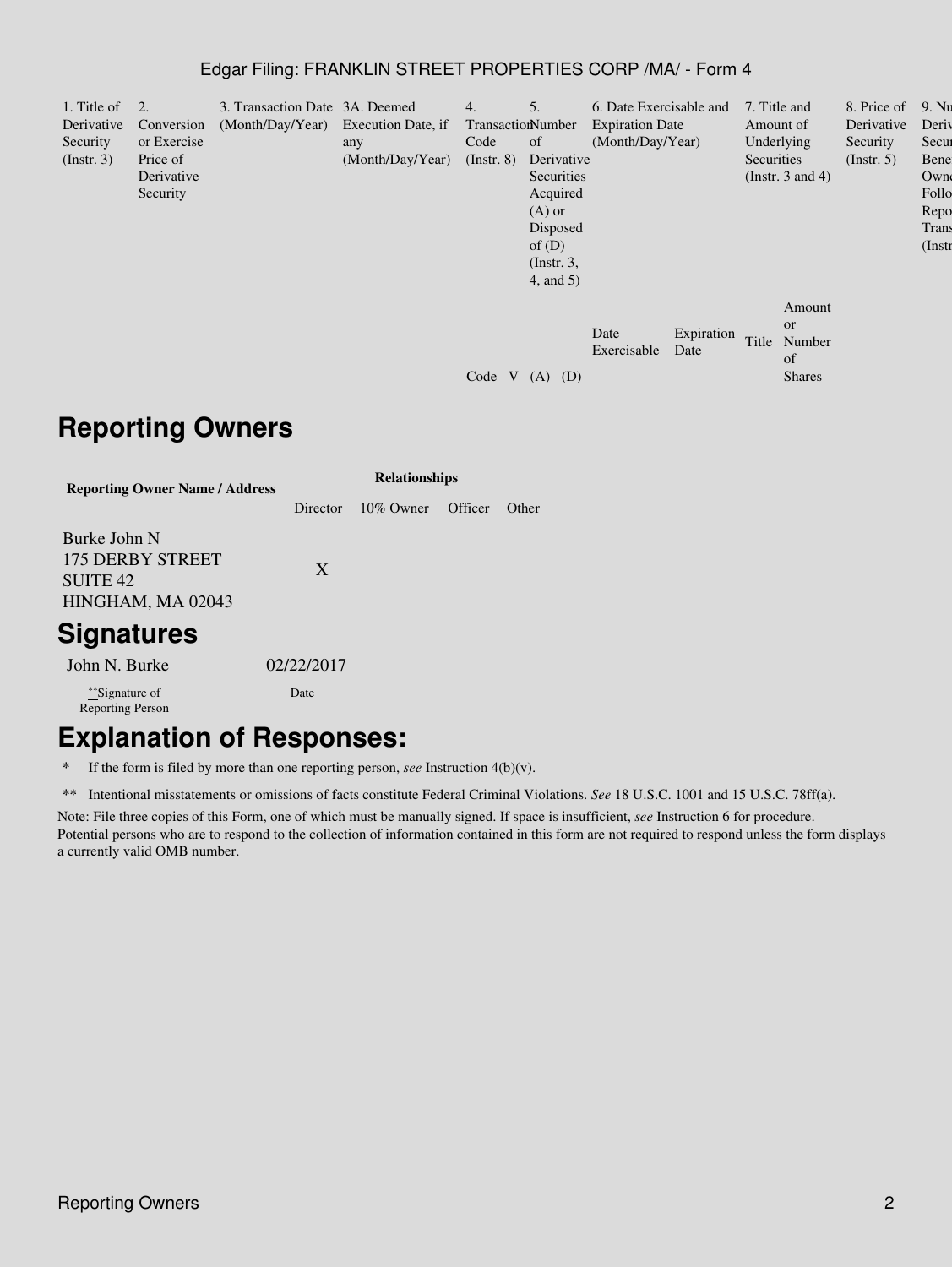| 1. Title of Derivative Security (Instr. 3) | 2. Conversion or Exercise Price of Derivative Security | 3. Transaction Date (Month/Day/Year) | 3A. Deemed Execution Date, if any (Month/Day/Year) | 4. Transaction Code (Instr. 8) | | 5. Number of Derivative Securities Acquired (A) or Disposed of (D) (Instr. 3, 4, and 5) | | 6. Date Exercisable and Expiration Date (Month/Day/Year) | | 7. Title and Amount of Underlying Securities (Instr. 3 and 4) | | 8. Price of Derivative Security (Instr. 5) | 9. Nu Deriv Secur Bene Owne Follo Repo Trans (Instr |
|---|---|---|---|---|---|---|---|---|---|---|---|---|---|
| | | | | Code | V | (A) | (D) | Date Exercisable | Expiration Date | Title | Amount or Number of Shares | | |

## Reporting Owners

| Reporting Owner Name / Address | Relationships | | | |
|---|---|---|---|---|
| | Director | 10% Owner | Officer | Other |
| Burke John N<br>175 DERBY STREET<br>SUITE 42<br>HINGHAM, MA 02043 | X | | | |

## Signatures

| John N. Burke | 02/22/2017 |
|---|---|
| **Signature of Reporting Person | Date |

## Explanation of Responses:

\* If the form is filed by more than one reporting person, *see* Instruction 4(b)(v).

** Intentional misstatements or omissions of facts constitute Federal Criminal Violations. *See* 18 U.S.C. 1001 and 15 U.S.C. 78ff(a).

Note: File three copies of this Form, one of which must be manually signed. If space is insufficient, *see* Instruction 6 for procedure.

Potential persons who are to respond to the collection of information contained in this form are not required to respond unless the form displays a currently valid OMB number.